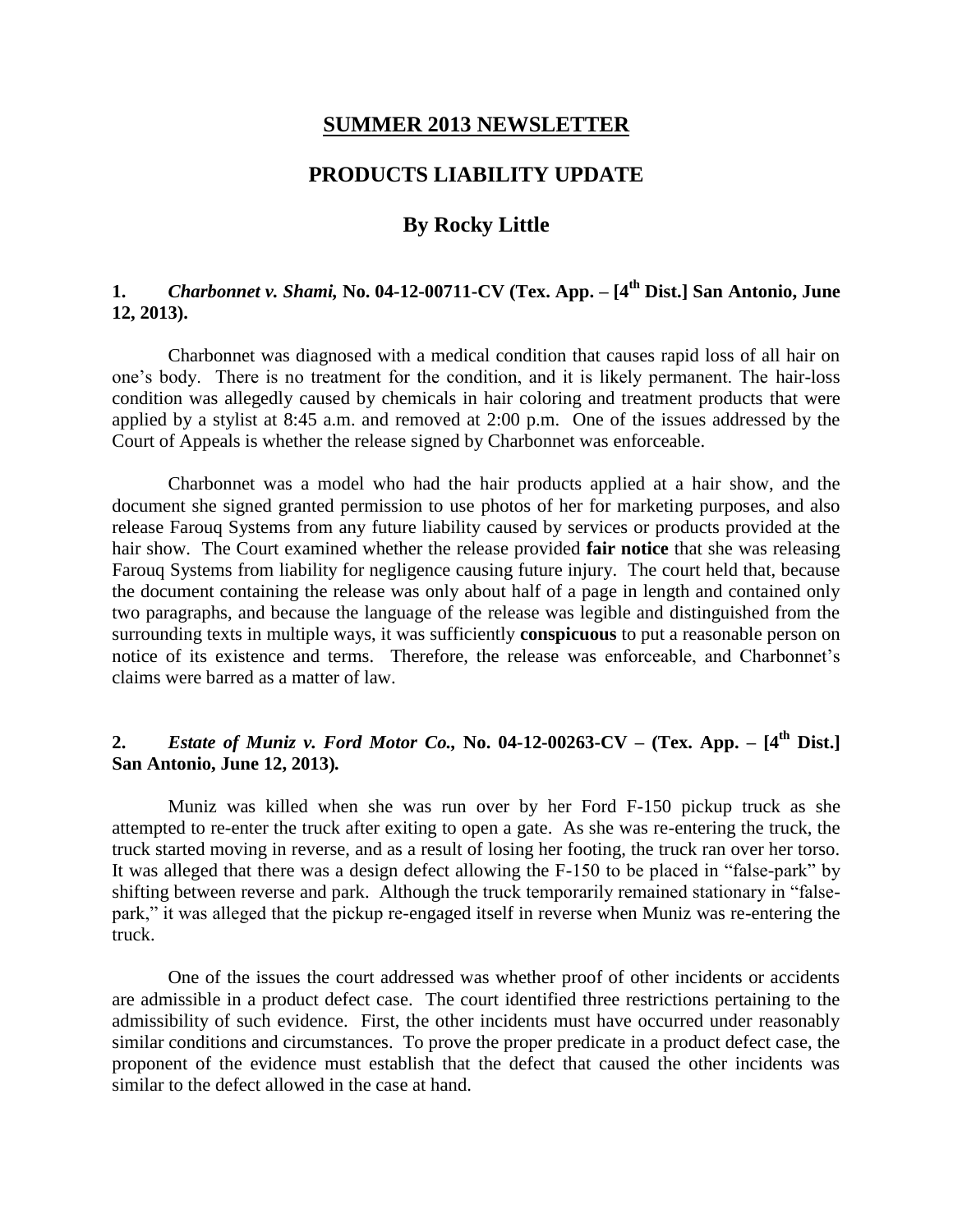# SUMMER 2013 NEWSLETTER

## PRODUCTS LIABILITY UPDATE

### By Rocky Little

**1. *Charbonnet v. Shami,* No. 04-12-00711-CV (Tex. App. – [4th Dist.] San Antonio, June 12, 2013).**

Charbonnet was diagnosed with a medical condition that causes rapid loss of all hair on one's body. There is no treatment for the condition, and it is likely permanent. The hair-loss condition was allegedly caused by chemicals in hair coloring and treatment products that were applied by a stylist at 8:45 a.m. and removed at 2:00 p.m. One of the issues addressed by the Court of Appeals is whether the release signed by Charbonnet was enforceable.

Charbonnet was a model who had the hair products applied at a hair show, and the document she signed granted permission to use photos of her for marketing purposes, and also release Farouq Systems from any future liability caused by services or products provided at the hair show. The Court examined whether the release provided **fair notice** that she was releasing Farouq Systems from liability for negligence causing future injury. The court held that, because the document containing the release was only about half of a page in length and contained only two paragraphs, and because the language of the release was legible and distinguished from the surrounding texts in multiple ways, it was sufficiently **conspicuous** to put a reasonable person on notice of its existence and terms. Therefore, the release was enforceable, and Charbonnet's claims were barred as a matter of law.

**2. *Estate of Muniz v. Ford Motor Co.,* No. 04-12-00263-CV – (Tex. App. – [4th Dist.] San Antonio, June 12, 2013).**

Muniz was killed when she was run over by her Ford F-150 pickup truck as she attempted to re-enter the truck after exiting to open a gate. As she was re-entering the truck, the truck started moving in reverse, and as a result of losing her footing, the truck ran over her torso. It was alleged that there was a design defect allowing the F-150 to be placed in "false-park" by shifting between reverse and park. Although the truck temporarily remained stationary in "false-park," it was alleged that the pickup re-engaged itself in reverse when Muniz was re-entering the truck.

One of the issues the court addressed was whether proof of other incidents or accidents are admissible in a product defect case. The court identified three restrictions pertaining to the admissibility of such evidence. First, the other incidents must have occurred under reasonably similar conditions and circumstances. To prove the proper predicate in a product defect case, the proponent of the evidence must establish that the defect that caused the other incidents was similar to the defect allowed in the case at hand.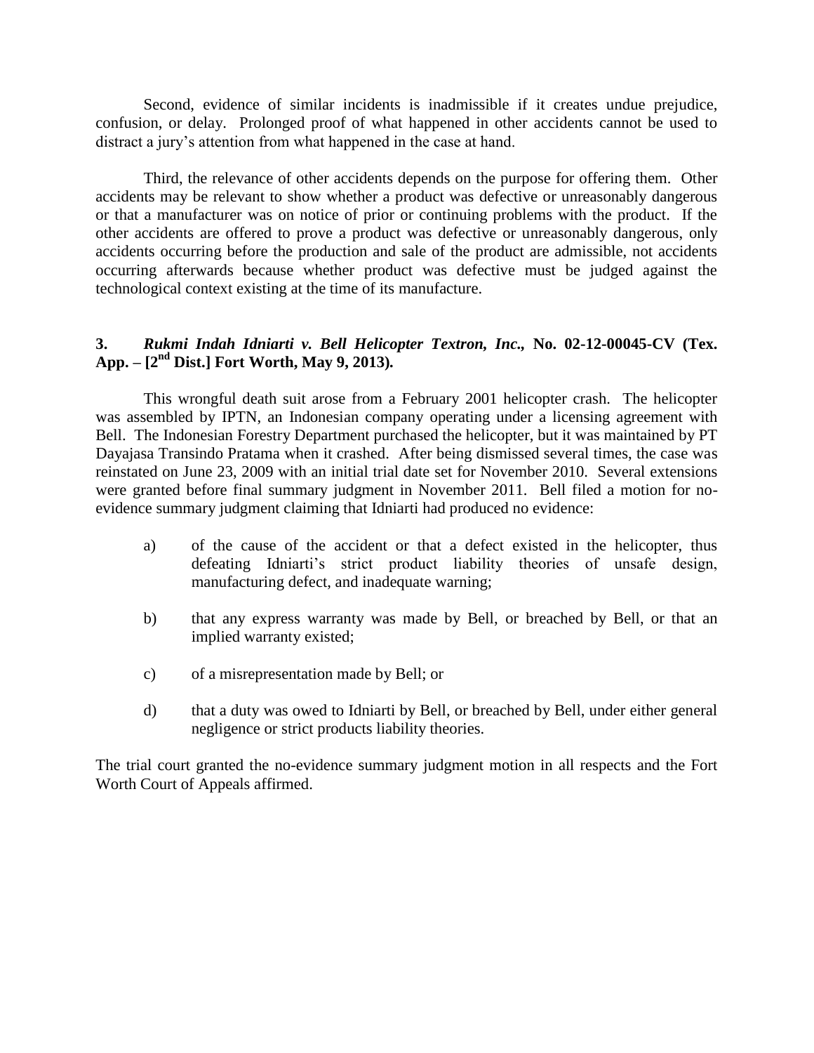Second, evidence of similar incidents is inadmissible if it creates undue prejudice, confusion, or delay. Prolonged proof of what happened in other accidents cannot be used to distract a jury's attention from what happened in the case at hand.

Third, the relevance of other accidents depends on the purpose for offering them. Other accidents may be relevant to show whether a product was defective or unreasonably dangerous or that a manufacturer was on notice of prior or continuing problems with the product. If the other accidents are offered to prove a product was defective or unreasonably dangerous, only accidents occurring before the production and sale of the product are admissible, not accidents occurring afterwards because whether product was defective must be judged against the technological context existing at the time of its manufacture.

### 3. *Rukmi Indah Idniarti v. Bell Helicopter Textron, Inc.*, No. 02-12-00045-CV (Tex. App. – [2nd Dist.] Fort Worth, May 9, 2013).

This wrongful death suit arose from a February 2001 helicopter crash. The helicopter was assembled by IPTN, an Indonesian company operating under a licensing agreement with Bell. The Indonesian Forestry Department purchased the helicopter, but it was maintained by PT Dayajasa Transindo Pratama when it crashed. After being dismissed several times, the case was reinstated on June 23, 2009 with an initial trial date set for November 2010. Several extensions were granted before final summary judgment in November 2011. Bell filed a motion for no-evidence summary judgment claiming that Idniarti had produced no evidence:

a) of the cause of the accident or that a defect existed in the helicopter, thus defeating Idniarti's strict product liability theories of unsafe design, manufacturing defect, and inadequate warning;

b) that any express warranty was made by Bell, or breached by Bell, or that an implied warranty existed;

c) of a misrepresentation made by Bell; or

d) that a duty was owed to Idniarti by Bell, or breached by Bell, under either general negligence or strict products liability theories.

The trial court granted the no-evidence summary judgment motion in all respects and the Fort Worth Court of Appeals affirmed.